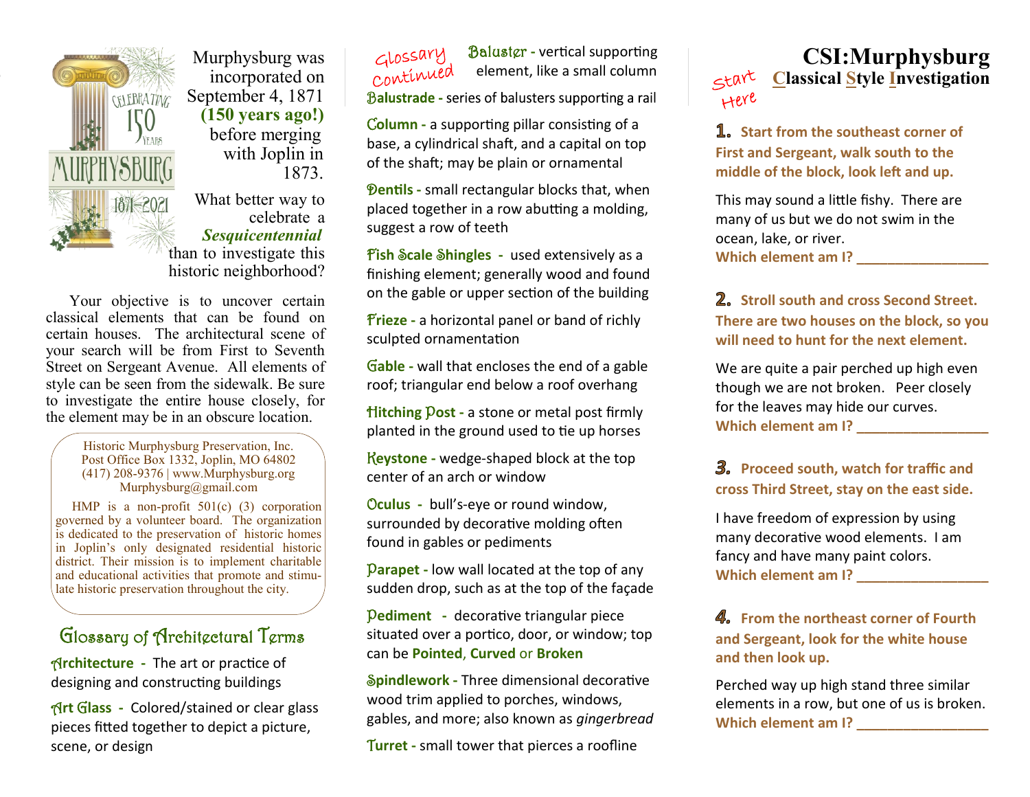Murphysburg was incorporated on September 4, 1871 **(150 years ago!)** before merging with Joplin in 1873.

What better way to celebrate a ***Sesquicentennial*** than to investigate this historic neighborhood?

Your objective is to uncover certain classical elements that can be found on certain houses. The architectural scene of your search will be from First to Seventh Street on Sergeant Avenue. All elements of style can be seen from the sidewalk. Be sure to investigate the entire house closely, for the element may be in an obscure location.

Historic Murphysburg Preservation, Inc.
Post Office Box 1332, Joplin, MO 64802
(417) 208-9376 | www.Murphysburg.org
Murphysburg@gmail.com

HMP is a non-profit 501(c) (3) corporation governed by a volunteer board. The organization is dedicated to the preservation of historic homes in Joplin's only designated residential historic district. Their mission is to implement charitable and educational activities that promote and stimulate historic preservation throughout the city.

## Glossary of Architectural Terms

**Architecture** - The art or practice of designing and constructing buildings

**Art Glass** - Colored/stained or clear glass pieces fitted together to depict a picture, scene, or design

*Glossary Continued*

**Baluster** - vertical supporting element, like a small column

**Balustrade** - series of balusters supporting a rail

**Column** - a supporting pillar consisting of a base, a cylindrical shaft, and a capital on top of the shaft; may be plain or ornamental

**Dentils** - small rectangular blocks that, when placed together in a row abutting a molding, suggest a row of teeth

**Fish Scale Shingles** - used extensively as a finishing element; generally wood and found on the gable or upper section of the building

**Frieze** - a horizontal panel or band of richly sculpted ornamentation

**Gable** - wall that encloses the end of a gable roof; triangular end below a roof overhang

**Hitching Post** - a stone or metal post firmly planted in the ground used to tie up horses

**Keystone** - wedge-shaped block at the top center of an arch or window

**Oculus** - bull's-eye or round window, surrounded by decorative molding often found in gables or pediments

**Parapet** - low wall located at the top of any sudden drop, such as at the top of the façade

**Pediment** - decorative triangular piece situated over a portico, door, or window; top can be **Pointed**, **Curved** or **Broken**

**Spindlework** - Three dimensional decorative wood trim applied to porches, windows, gables, and more; also known as *gingerbread*

**Turret** - small tower that pierces a roofline

# CSI:Murphysburg

## Classical Style Investigation

*Start Here*

**1. Start from the southeast corner of First and Sergeant, walk south to the middle of the block, look left and up.**

This may sound a little fishy. There are many of us but we do not swim in the ocean, lake, or river.
**Which element am I?** ________________

**2. Stroll south and cross Second Street. There are two houses on the block, so you will need to hunt for the next element.**

We are quite a pair perched up high even though we are not broken. Peer closely for the leaves may hide our curves.
**Which element am I?** ________________

**3. Proceed south, watch for traffic and cross Third Street, stay on the east side.**

I have freedom of expression by using many decorative wood elements. I am fancy and have many paint colors.
**Which element am I?** ________________

**4. From the northeast corner of Fourth and Sergeant, look for the white house and then look up.**

Perched way up high stand three similar elements in a row, but one of us is broken.
**Which element am I?** ________________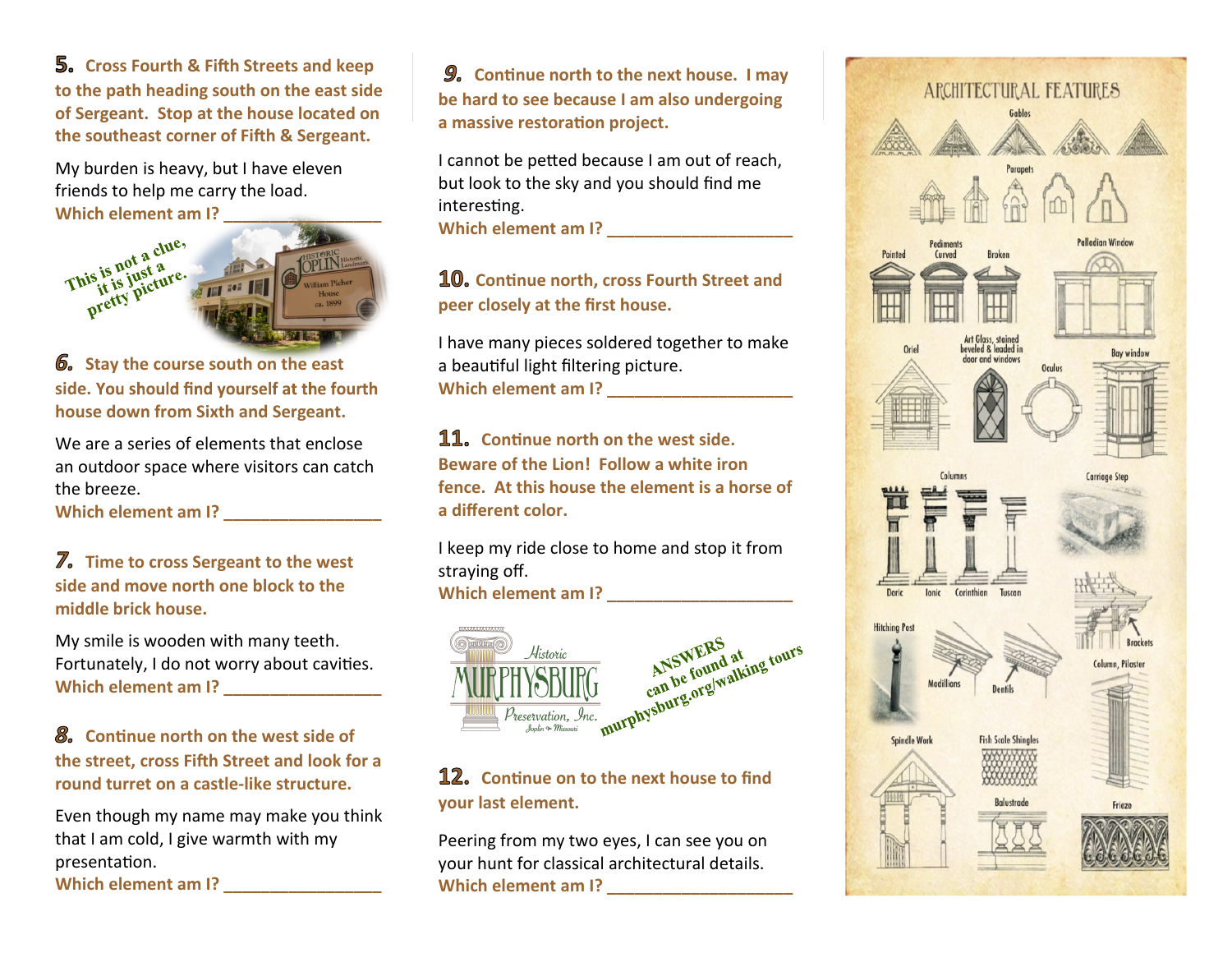**5.** **Cross Fourth & Fifth Streets and keep to the path heading south on the east side of Sergeant. Stop at the house located on the southeast corner of Fifth & Sergeant.**

My burden is heavy, but I have eleven friends to help me carry the load.

**Which element am I?** _________________

This is not a clue, it is just a pretty picture.

HISTORIC JOPLIN Historic Landmark

William Picher House ca. 1899

**6.** **Stay the course south on the east side. You should find yourself at the fourth house down from Sixth and Sergeant.**

We are a series of elements that enclose an outdoor space where visitors can catch the breeze.

**Which element am I?** _________________

**7.** **Time to cross Sergeant to the west side and move north one block to the middle brick house.**

My smile is wooden with many teeth. Fortunately, I do not worry about cavities.

**Which element am I?** _________________

**8.** **Continue north on the west side of the street, cross Fifth Street and look for a round turret on a castle-like structure.**

Even though my name may make you think that I am cold, I give warmth with my presentation.

**Which element am I?** _________________

**9.** **Continue north to the next house. I may be hard to see because I am also undergoing a massive restoration project.**

I cannot be petted because I am out of reach, but look to the sky and you should find me interesting.

**Which element am I?** ____________________

**10.** **Continue north, cross Fourth Street and peer closely at the first house.**

I have many pieces soldered together to make a beautiful light filtering picture.

**Which element am I?** ____________________

**11.** **Continue north on the west side. Beware of the Lion! Follow a white iron fence. At this house the element is a horse of a different color.**

I keep my ride close to home and stop it from straying off.

**Which element am I?** ____________________

Historic MURPHYSBURG Preservation, Inc. Joplin ✦ Missouri

ANSWERS can be found at murphysburg.org/walking tours

**12.** **Continue on to the next house to find your last element.**

Peering from my two eyes, I can see you on your hunt for classical architectural details.

**Which element am I?** ____________________

## ARCHITECTURAL FEATURES

Gables

Parapets

Pediments: Pointed, Curved, Broken

Palladian Window

Oriel

Art Glass, stained beveled & leaded in door and windows

Oculus

Bay window

Columns: Doric, Ionic, Corinthian, Tuscan

Carriage Step

Hitching Post

Modillions

Dentils

Brackets

Column, Pilaster

Spindle Work

Fish Scale Shingles

Balustrade

Frieze